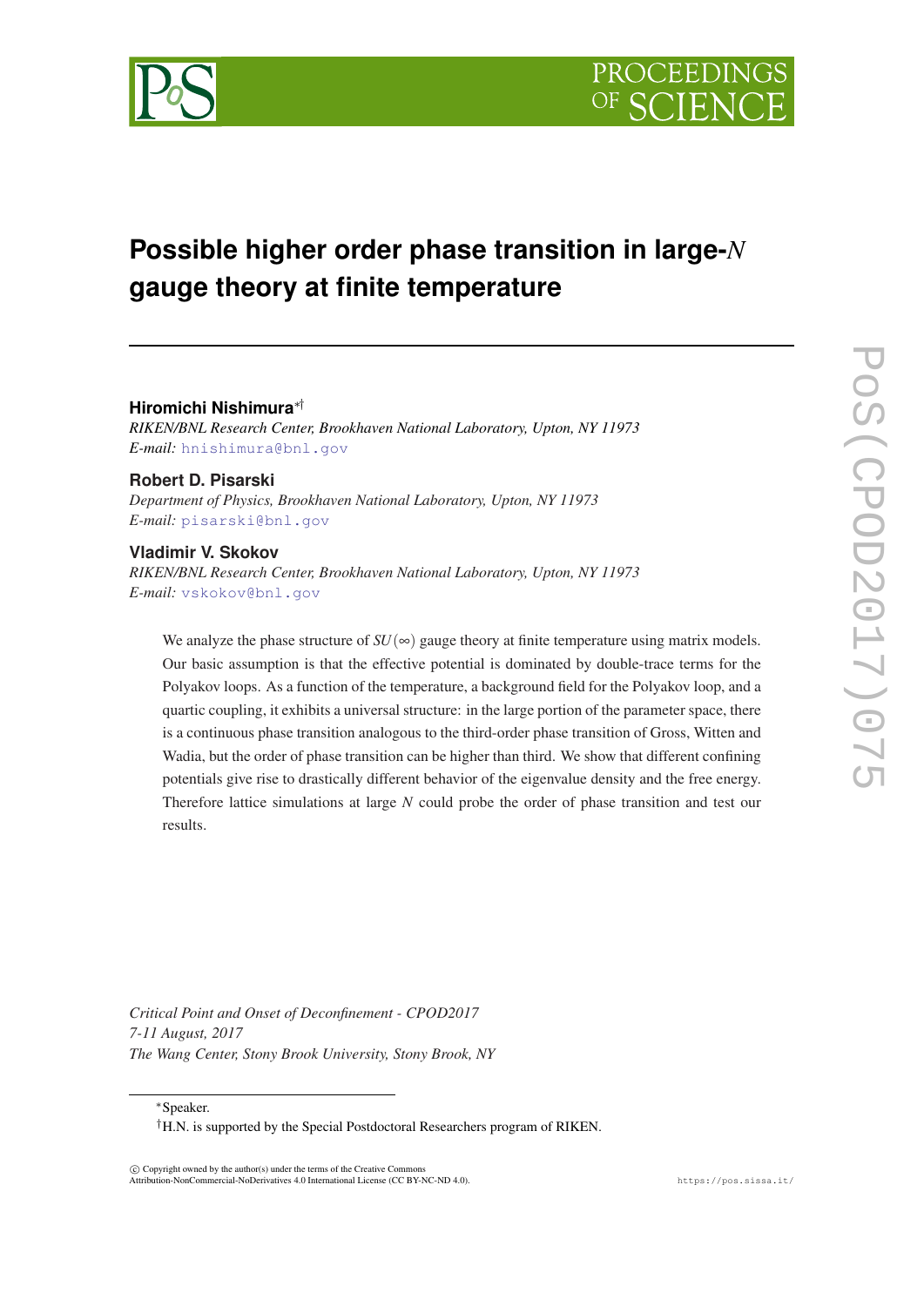# Possible higher order phase transition in large-$N$ gauge theory at finite temperature

**Hiromichi Nishimura**[*†]
*RIKEN/BNL Research Center, Brookhaven National Laboratory, Upton, NY 11973*
*E-mail:* hnishimura@bnl.gov

**Robert D. Pisarski**
*Department of Physics, Brookhaven National Laboratory, Upton, NY 11973*
*E-mail:* pisarski@bnl.gov

**Vladimir V. Skokov**
*RIKEN/BNL Research Center, Brookhaven National Laboratory, Upton, NY 11973*
*E-mail:* vskokov@bnl.gov

We analyze the phase structure of $SU(\infty)$ gauge theory at finite temperature using matrix models. Our basic assumption is that the effective potential is dominated by double-trace terms for the Polyakov loops. As a function of the temperature, a background field for the Polyakov loop, and a quartic coupling, it exhibits a universal structure: in the large portion of the parameter space, there is a continuous phase transition analogous to the third-order phase transition of Gross, Witten and Wadia, but the order of phase transition can be higher than third. We show that different confining potentials give rise to drastically different behavior of the eigenvalue density and the free energy. Therefore lattice simulations at large $N$ could probe the order of phase transition and test our results.

*Critical Point and Onset of Deconfinement - CPOD2017*
*7-11 August, 2017*
*The Wang Center, Stony Brook University, Stony Brook, NY*

[*]Speaker.
[†]H.N. is supported by the Special Postdoctoral Researchers program of RIKEN.

© Copyright owned by the author(s) under the terms of the Creative Commons Attribution-NonCommercial-NoDerivatives 4.0 International License (CC BY-NC-ND 4.0).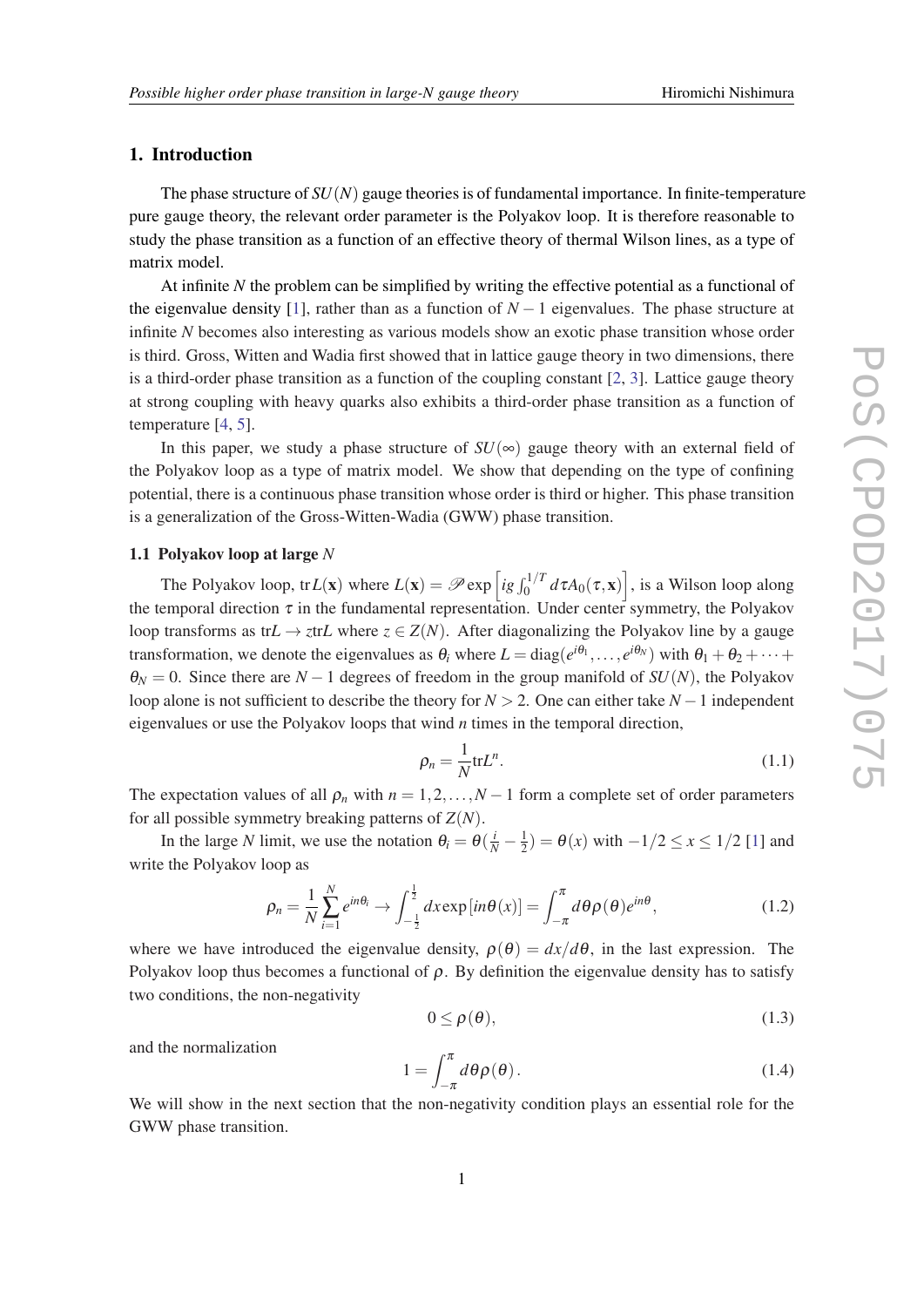## 1. Introduction

The phase structure of $SU(N)$ gauge theories is of fundamental importance. In finite-temperature pure gauge theory, the relevant order parameter is the Polyakov loop. It is therefore reasonable to study the phase transition as a function of an effective theory of thermal Wilson lines, as a type of matrix model.

At infinite $N$ the problem can be simplified by writing the effective potential as a functional of the eigenvalue density [1], rather than as a function of $N-1$ eigenvalues. The phase structure at infinite $N$ becomes also interesting as various models show an exotic phase transition whose order is third. Gross, Witten and Wadia first showed that in lattice gauge theory in two dimensions, there is a third-order phase transition as a function of the coupling constant [2, 3]. Lattice gauge theory at strong coupling with heavy quarks also exhibits a third-order phase transition as a function of temperature [4, 5].

In this paper, we study a phase structure of $SU(\infty)$ gauge theory with an external field of the Polyakov loop as a type of matrix model. We show that depending on the type of confining potential, there is a continuous phase transition whose order is third or higher. This phase transition is a generalization of the Gross-Witten-Wadia (GWW) phase transition.

### 1.1 Polyakov loop at large $N$

The Polyakov loop, $\mathrm{tr}\,L(\mathbf{x})$ where $L(\mathbf{x}) = \mathscr{P}\exp\left[ig\int_0^{1/T} d\tau A_0(\tau,\mathbf{x})\right]$, is a Wilson loop along the temporal direction $\tau$ in the fundamental representation. Under center symmetry, the Polyakov loop transforms as $\mathrm{tr}L \to z\mathrm{tr}L$ where $z \in Z(N)$. After diagonalizing the Polyakov line by a gauge transformation, we denote the eigenvalues as $\theta_i$ where $L = \mathrm{diag}(e^{i\theta_1}, \ldots, e^{i\theta_N})$ with $\theta_1 + \theta_2 + \cdots + \theta_N = 0$. Since there are $N-1$ degrees of freedom in the group manifold of $SU(N)$, the Polyakov loop alone is not sufficient to describe the theory for $N > 2$. One can either take $N-1$ independent eigenvalues or use the Polyakov loops that wind $n$ times in the temporal direction,

$$\rho_n = \frac{1}{N}\mathrm{tr}L^n. \tag{1.1}$$

The expectation values of all $\rho_n$ with $n = 1, 2, \ldots, N-1$ form a complete set of order parameters for all possible symmetry breaking patterns of $Z(N)$.

In the large $N$ limit, we use the notation $\theta_i = \theta(\frac{i}{N} - \frac{1}{2}) = \theta(x)$ with $-1/2 \leq x \leq 1/2$ [1] and write the Polyakov loop as

$$\rho_n = \frac{1}{N}\sum_{i=1}^{N} e^{in\theta_i} \to \int_{-\frac{1}{2}}^{\frac{1}{2}} dx \exp\left[in\theta(x)\right] = \int_{-\pi}^{\pi} d\theta \rho(\theta) e^{in\theta}, \tag{1.2}$$

where we have introduced the eigenvalue density, $\rho(\theta) = dx/d\theta$, in the last expression. The Polyakov loop thus becomes a functional of $\rho$. By definition the eigenvalue density has to satisfy two conditions, the non-negativity

$$0 \leq \rho(\theta), \tag{1.3}$$

and the normalization

$$1 = \int_{-\pi}^{\pi} d\theta \rho(\theta). \tag{1.4}$$

We will show in the next section that the non-negativity condition plays an essential role for the GWW phase transition.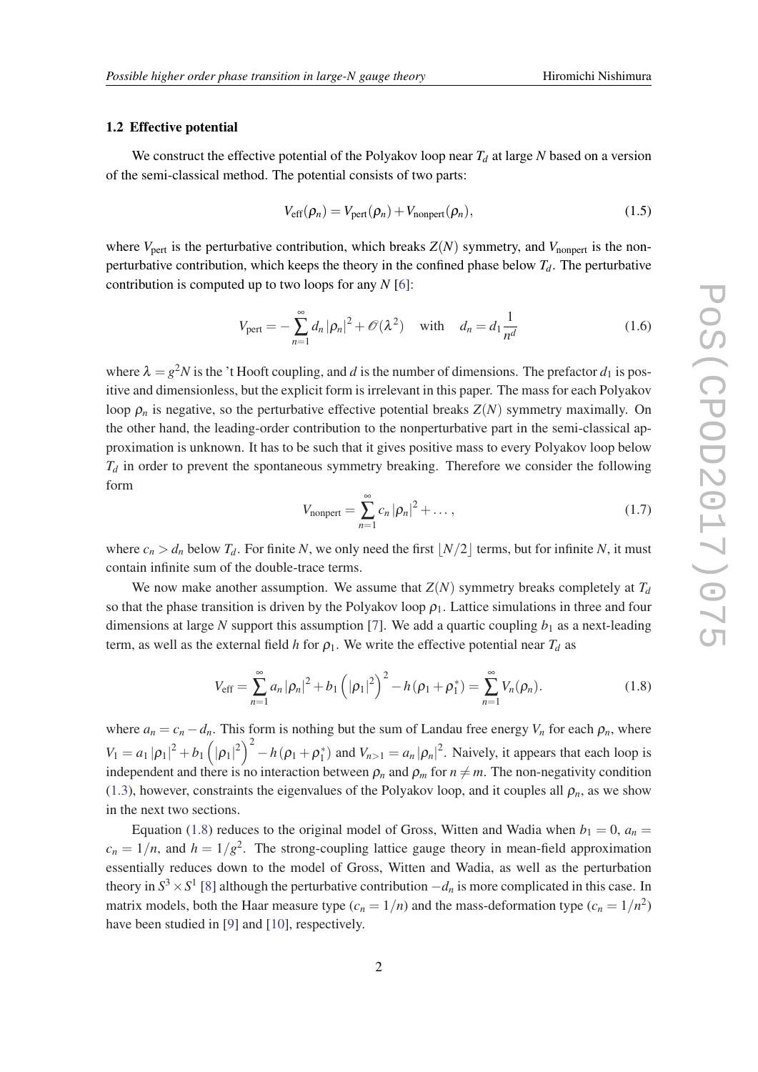### 1.2 Effective potential

We construct the effective potential of the Polyakov loop near $T_d$ at large $N$ based on a version of the semi-classical method. The potential consists of two parts:

$$V_{\text{eff}}(\rho_n) = V_{\text{pert}}(\rho_n) + V_{\text{nonpert}}(\rho_n), \tag{1.5}$$

where $V_{\text{pert}}$ is the perturbative contribution, which breaks $Z(N)$ symmetry, and $V_{\text{nonpert}}$ is the non-perturbative contribution, which keeps the theory in the confined phase below $T_d$. The perturbative contribution is computed up to two loops for any $N$ [6]:

$$V_{\text{pert}} = -\sum_{n=1}^{\infty} d_n |\rho_n|^2 + \mathscr{O}(\lambda^2) \quad \text{with} \quad d_n = d_1 \frac{1}{n^d} \tag{1.6}$$

where $\lambda = g^2 N$ is the 't Hooft coupling, and $d$ is the number of dimensions. The prefactor $d_1$ is positive and dimensionless, but the explicit form is irrelevant in this paper. The mass for each Polyakov loop $\rho_n$ is negative, so the perturbative effective potential breaks $Z(N)$ symmetry maximally. On the other hand, the leading-order contribution to the nonperturbative part in the semi-classical approximation is unknown. It has to be such that it gives positive mass to every Polyakov loop below $T_d$ in order to prevent the spontaneous symmetry breaking. Therefore we consider the following form

$$V_{\text{nonpert}} = \sum_{n=1}^{\infty} c_n |\rho_n|^2 + \dots, \tag{1.7}$$

where $c_n > d_n$ below $T_d$. For finite $N$, we only need the first $\lfloor N/2 \rfloor$ terms, but for infinite $N$, it must contain infinite sum of the double-trace terms.

We now make another assumption. We assume that $Z(N)$ symmetry breaks completely at $T_d$ so that the phase transition is driven by the Polyakov loop $\rho_1$. Lattice simulations in three and four dimensions at large $N$ support this assumption [7]. We add a quartic coupling $b_1$ as a next-leading term, as well as the external field $h$ for $\rho_1$. We write the effective potential near $T_d$ as

$$V_{\text{eff}} = \sum_{n=1}^{\infty} a_n |\rho_n|^2 + b_1 \left(|\rho_1|^2\right)^2 - h(\rho_1 + \rho_1^*) = \sum_{n=1}^{\infty} V_n(\rho_n). \tag{1.8}$$

where $a_n = c_n - d_n$. This form is nothing but the sum of Landau free energy $V_n$ for each $\rho_n$, where $V_1 = a_1 |\rho_1|^2 + b_1 \left(|\rho_1|^2\right)^2 - h(\rho_1 + \rho_1^*)$ and $V_{n>1} = a_n |\rho_n|^2$. Naively, it appears that each loop is independent and there is no interaction between $\rho_n$ and $\rho_m$ for $n \neq m$. The non-negativity condition (1.3), however, constraints the eigenvalues of the Polyakov loop, and it couples all $\rho_n$, as we show in the next two sections.

Equation (1.8) reduces to the original model of Gross, Witten and Wadia when $b_1 = 0$, $a_n = c_n = 1/n$, and $h = 1/g^2$. The strong-coupling lattice gauge theory in mean-field approximation essentially reduces down to the model of Gross, Witten and Wadia, as well as the perturbation theory in $S^3 \times S^1$ [8] although the perturbative contribution $-d_n$ is more complicated in this case. In matrix models, both the Haar measure type ($c_n = 1/n$) and the mass-deformation type ($c_n = 1/n^2$) have been studied in [9] and [10], respectively.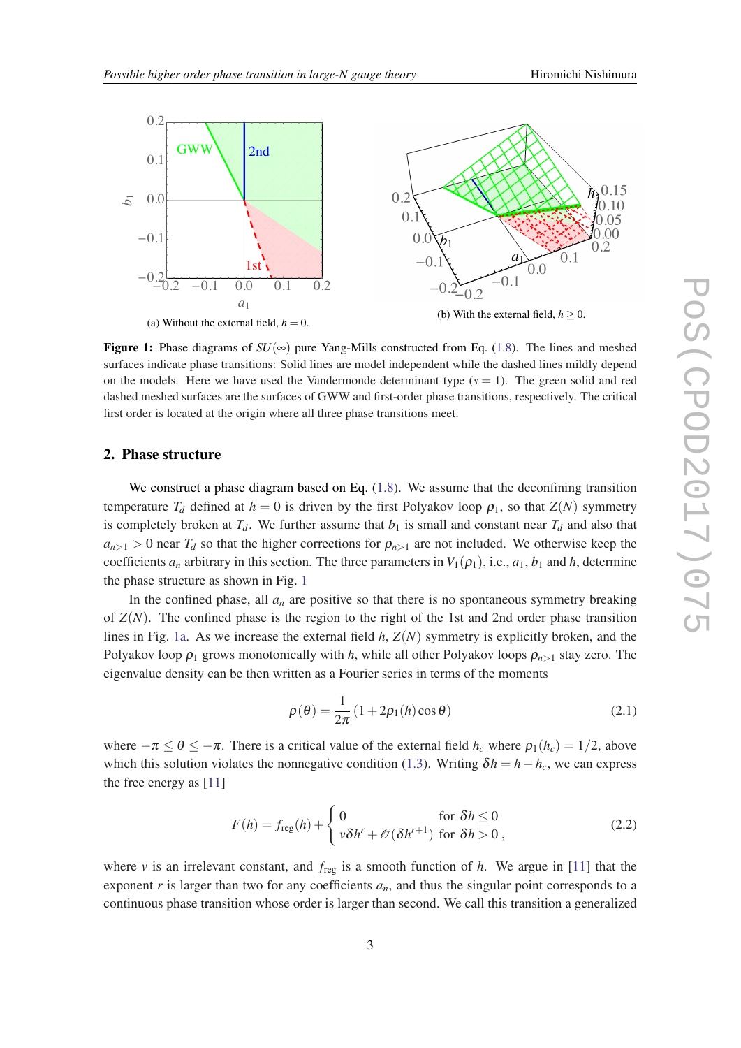(a) Without the external field, $h = 0$.

(b) With the external field, $h \geq 0$.

**Figure 1:** Phase diagrams of $SU(\infty)$ pure Yang-Mills constructed from Eq. (1.8). The lines and meshed surfaces indicate phase transitions: Solid lines are model independent while the dashed lines mildly depend on the models. Here we have used the Vandermonde determinant type ($s = 1$). The green solid and red dashed meshed surfaces are the surfaces of GWW and first-order phase transitions, respectively. The critical first order is located at the origin where all three phase transitions meet.

## 2. Phase structure

We construct a phase diagram based on Eq. (1.8). We assume that the deconfining transition temperature $T_d$ defined at $h = 0$ is driven by the first Polyakov loop $\rho_1$, so that $Z(N)$ symmetry is completely broken at $T_d$. We further assume that $b_1$ is small and constant near $T_d$ and also that $a_{n>1} > 0$ near $T_d$ so that the higher corrections for $\rho_{n>1}$ are not included. We otherwise keep the coefficients $a_n$ arbitrary in this section. The three parameters in $V_1(\rho_1)$, i.e., $a_1$, $b_1$ and $h$, determine the phase structure as shown in Fig. 1

In the confined phase, all $a_n$ are positive so that there is no spontaneous symmetry breaking of $Z(N)$. The confined phase is the region to the right of the 1st and 2nd order phase transition lines in Fig. 1a. As we increase the external field $h$, $Z(N)$ symmetry is explicitly broken, and the Polyakov loop $\rho_1$ grows monotonically with $h$, while all other Polyakov loops $\rho_{n>1}$ stay zero. The eigenvalue density can be then written as a Fourier series in terms of the moments

$$\rho(\theta) = \frac{1}{2\pi}\left(1 + 2\rho_1(h)\cos\theta\right) \tag{2.1}$$

where $-\pi \leq \theta \leq -\pi$. There is a critical value of the external field $h_c$ where $\rho_1(h_c) = 1/2$, above which this solution violates the nonnegative condition (1.3). Writing $\delta h = h - h_c$, we can express the free energy as [11]

$$F(h) = f_{\text{reg}}(h) + \begin{cases} 0 & \text{for } \delta h \leq 0 \\ v\delta h^r + \mathcal{O}(\delta h^{r+1}) & \text{for } \delta h > 0\,, \end{cases} \tag{2.2}$$

where $v$ is an irrelevant constant, and $f_{\text{reg}}$ is a smooth function of $h$. We argue in [11] that the exponent $r$ is larger than two for any coefficients $a_n$, and thus the singular point corresponds to a continuous phase transition whose order is larger than second. We call this transition a generalized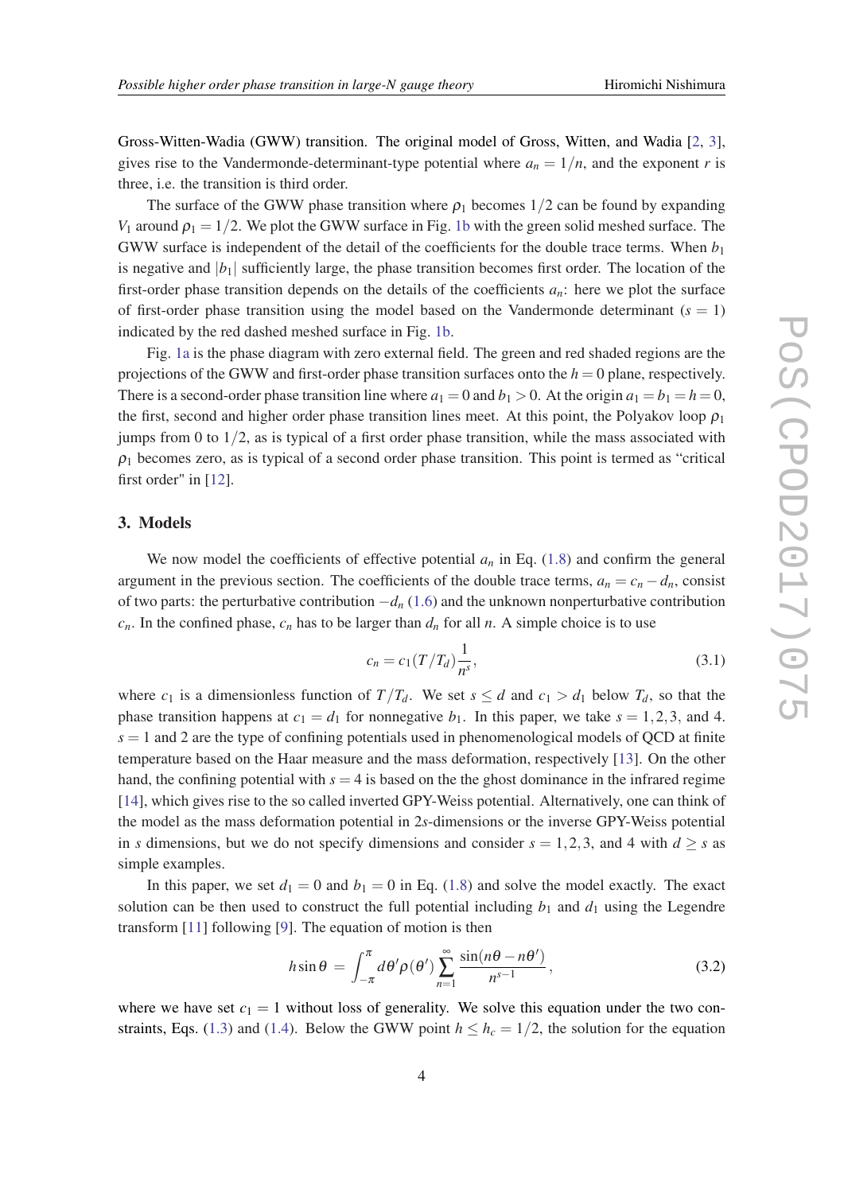Gross-Witten-Wadia (GWW) transition. The original model of Gross, Witten, and Wadia [2, 3], gives rise to the Vandermonde-determinant-type potential where $a_n = 1/n$, and the exponent $r$ is three, i.e. the transition is third order.

The surface of the GWW phase transition where $\rho_1$ becomes $1/2$ can be found by expanding $V_1$ around $\rho_1 = 1/2$. We plot the GWW surface in Fig. 1b with the green solid meshed surface. The GWW surface is independent of the detail of the coefficients for the double trace terms. When $b_1$ is negative and $|b_1|$ sufficiently large, the phase transition becomes first order. The location of the first-order phase transition depends on the details of the coefficients $a_n$: here we plot the surface of first-order phase transition using the model based on the Vandermonde determinant ($s = 1$) indicated by the red dashed meshed surface in Fig. 1b.

Fig. 1a is the phase diagram with zero external field. The green and red shaded regions are the projections of the GWW and first-order phase transition surfaces onto the $h = 0$ plane, respectively. There is a second-order phase transition line where $a_1 = 0$ and $b_1 > 0$. At the origin $a_1 = b_1 = h = 0$, the first, second and higher order phase transition lines meet. At this point, the Polyakov loop $\rho_1$ jumps from 0 to $1/2$, as is typical of a first order phase transition, while the mass associated with $\rho_1$ becomes zero, as is typical of a second order phase transition. This point is termed as "critical first order" in [12].

## 3. Models

We now model the coefficients of effective potential $a_n$ in Eq. (1.8) and confirm the general argument in the previous section. The coefficients of the double trace terms, $a_n = c_n - d_n$, consist of two parts: the perturbative contribution $-d_n$ (1.6) and the unknown nonperturbative contribution $c_n$. In the confined phase, $c_n$ has to be larger than $d_n$ for all $n$. A simple choice is to use

$$c_n = c_1(T/T_d)\frac{1}{n^s}, \tag{3.1}$$

where $c_1$ is a dimensionless function of $T/T_d$. We set $s \le d$ and $c_1 > d_1$ below $T_d$, so that the phase transition happens at $c_1 = d_1$ for nonnegative $b_1$. In this paper, we take $s = 1, 2, 3$, and 4. $s = 1$ and 2 are the type of confining potentials used in phenomenological models of QCD at finite temperature based on the Haar measure and the mass deformation, respectively [13]. On the other hand, the confining potential with $s = 4$ is based on the the ghost dominance in the infrared regime [14], which gives rise to the so called inverted GPY-Weiss potential. Alternatively, one can think of the model as the mass deformation potential in $2s$-dimensions or the inverse GPY-Weiss potential in $s$ dimensions, but we do not specify dimensions and consider $s = 1, 2, 3$, and 4 with $d \ge s$ as simple examples.

In this paper, we set $d_1 = 0$ and $b_1 = 0$ in Eq. (1.8) and solve the model exactly. The exact solution can be then used to construct the full potential including $b_1$ and $d_1$ using the Legendre transform [11] following [9]. The equation of motion is then

$$h\sin\theta = \int_{-\pi}^{\pi} d\theta' \rho(\theta') \sum_{n=1}^{\infty} \frac{\sin(n\theta - n\theta')}{n^{s-1}}, \tag{3.2}$$

where we have set $c_1 = 1$ without loss of generality. We solve this equation under the two constraints, Eqs. (1.3) and (1.4). Below the GWW point $h \le h_c = 1/2$, the solution for the equation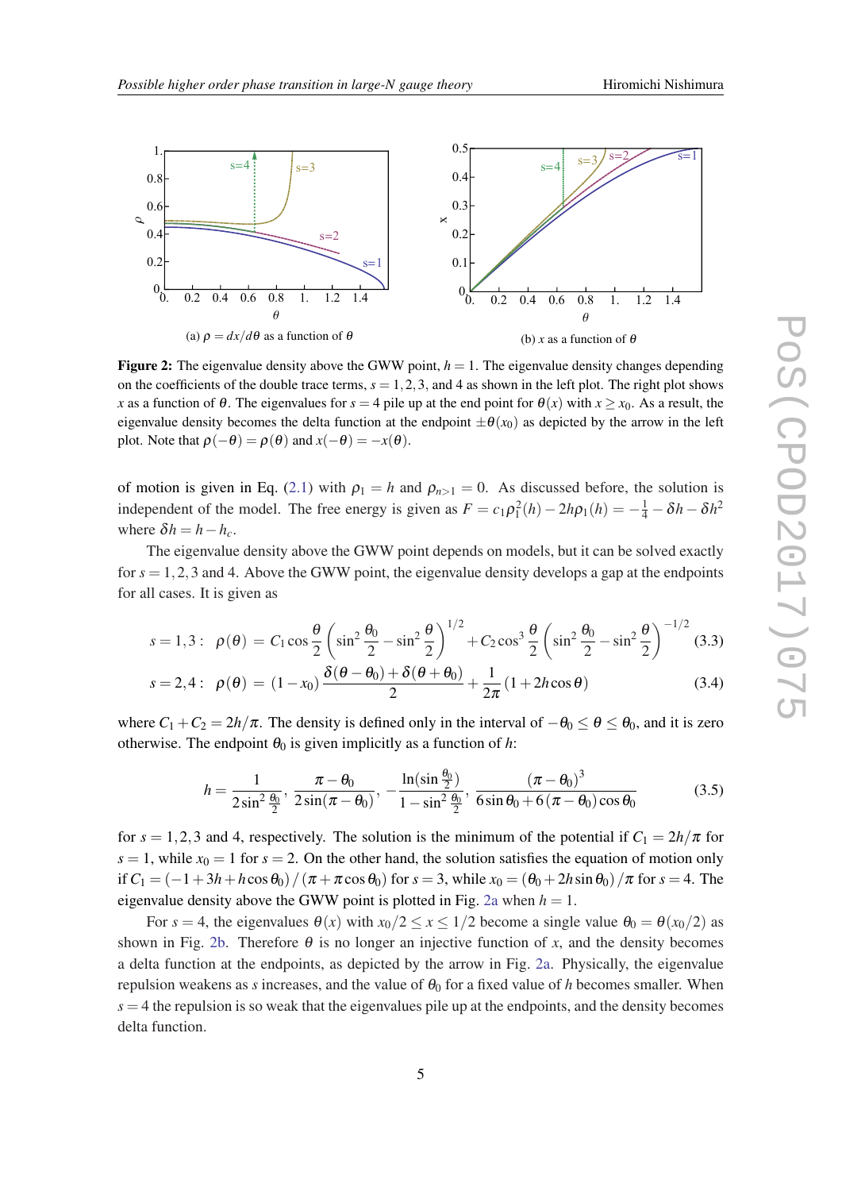(a) $\rho = dx/d\theta$ as a function of $\theta$

(b) $x$ as a function of $\theta$

**Figure 2:** The eigenvalue density above the GWW point, $h=1$. The eigenvalue density changes depending on the coefficients of the double trace terms, $s=1,2,3$, and 4 as shown in the left plot. The right plot shows $x$ as a function of $\theta$. The eigenvalues for $s=4$ pile up at the end point for $\theta(x)$ with $x \geq x_0$. As a result, the eigenvalue density becomes the delta function at the endpoint $\pm\theta(x_0)$ as depicted by the arrow in the left plot. Note that $\rho(-\theta) = \rho(\theta)$ and $x(-\theta) = -x(\theta)$.

of motion is given in Eq. (2.1) with $\rho_1 = h$ and $\rho_{n>1} = 0$. As discussed before, the solution is independent of the model. The free energy is given as $F = c_1\rho_1^2(h) - 2h\rho_1(h) = -\frac{1}{4} - \delta h - \delta h^2$ where $\delta h = h - h_c$.

The eigenvalue density above the GWW point depends on models, but it can be solved exactly for $s=1,2,3$ and 4. Above the GWW point, the eigenvalue density develops a gap at the endpoints for all cases. It is given as

$$
\begin{aligned}
s=1,3: \quad \rho(\theta) &= C_1 \cos\frac{\theta}{2}\left(\sin^2\frac{\theta_0}{2} - \sin^2\frac{\theta}{2}\right)^{1/2} + C_2 \cos^3\frac{\theta}{2}\left(\sin^2\frac{\theta_0}{2} - \sin^2\frac{\theta}{2}\right)^{-1/2} && (3.3)\\
s=2,4: \quad \rho(\theta) &= (1-x_0)\frac{\delta(\theta-\theta_0)+\delta(\theta+\theta_0)}{2} + \frac{1}{2\pi}(1+2h\cos\theta) && (3.4)
\end{aligned}
$$

where $C_1 + C_2 = 2h/\pi$. The density is defined only in the interval of $-\theta_0 \leq \theta \leq \theta_0$, and it is zero otherwise. The endpoint $\theta_0$ is given implicitly as a function of $h$:

$$
h = \frac{1}{2\sin^2\frac{\theta_0}{2}},\ \frac{\pi-\theta_0}{2\sin(\pi-\theta_0)},\ -\frac{\ln(\sin\frac{\theta_0}{2})}{1-\sin^2\frac{\theta_0}{2}},\ \frac{(\pi-\theta_0)^3}{6\sin\theta_0 + 6(\pi-\theta_0)\cos\theta_0} \tag{3.5}
$$

for $s=1,2,3$ and 4, respectively. The solution is the minimum of the potential if $C_1 = 2h/\pi$ for $s=1$, while $x_0 = 1$ for $s=2$. On the other hand, the solution satisfies the equation of motion only if $C_1 = (-1+3h+h\cos\theta_0)/(\pi+\pi\cos\theta_0)$ for $s=3$, while $x_0 = (\theta_0 + 2h\sin\theta_0)/\pi$ for $s=4$. The eigenvalue density above the GWW point is plotted in Fig. 2a when $h=1$.

For $s=4$, the eigenvalues $\theta(x)$ with $x_0/2 \leq x \leq 1/2$ become a single value $\theta_0 = \theta(x_0/2)$ as shown in Fig. 2b. Therefore $\theta$ is no longer an injective function of $x$, and the density becomes a delta function at the endpoints, as depicted by the arrow in Fig. 2a. Physically, the eigenvalue repulsion weakens as $s$ increases, and the value of $\theta_0$ for a fixed value of $h$ becomes smaller. When $s=4$ the repulsion is so weak that the eigenvalues pile up at the endpoints, and the density becomes delta function.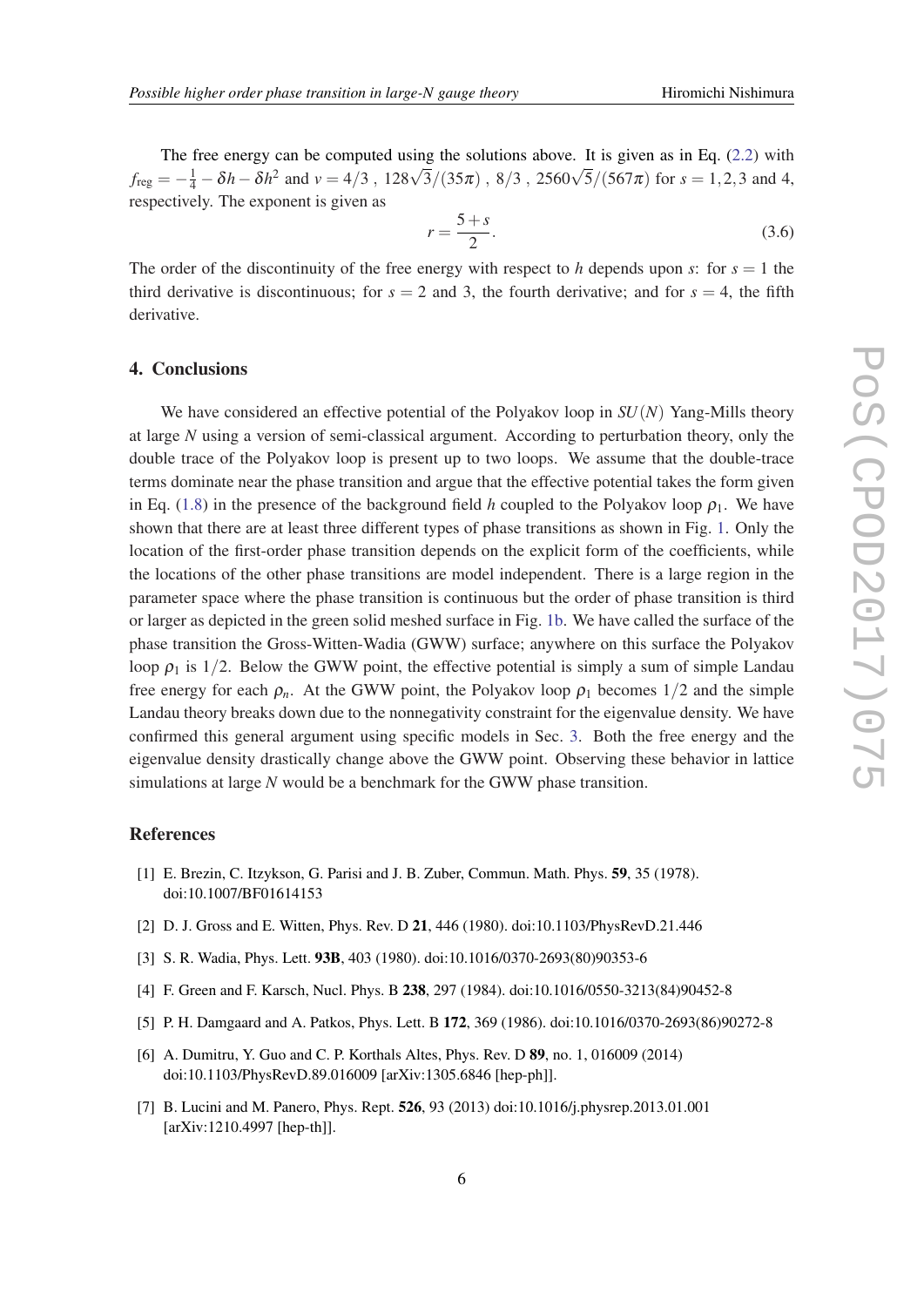The free energy can be computed using the solutions above. It is given as in Eq. (2.2) with $f_{\rm reg} = -\frac{1}{4} - \delta h - \delta h^2$ and $v = 4/3$ , $128\sqrt{3}/(35\pi)$ , $8/3$ , $2560\sqrt{5}/(567\pi)$ for $s = 1, 2, 3$ and 4, respectively. The exponent is given as

$$r = \frac{5+s}{2}. \tag{3.6}$$

The order of the discontinuity of the free energy with respect to $h$ depends upon $s$: for $s = 1$ the third derivative is discontinuous; for $s = 2$ and 3, the fourth derivative; and for $s = 4$, the fifth derivative.

## 4. Conclusions

We have considered an effective potential of the Polyakov loop in $SU(N)$ Yang-Mills theory at large $N$ using a version of semi-classical argument. According to perturbation theory, only the double trace of the Polyakov loop is present up to two loops. We assume that the double-trace terms dominate near the phase transition and argue that the effective potential takes the form given in Eq. (1.8) in the presence of the background field $h$ coupled to the Polyakov loop $\rho_1$. We have shown that there are at least three different types of phase transitions as shown in Fig. 1. Only the location of the first-order phase transition depends on the explicit form of the coefficients, while the locations of the other phase transitions are model independent. There is a large region in the parameter space where the phase transition is continuous but the order of phase transition is third or larger as depicted in the green solid meshed surface in Fig. 1b. We have called the surface of the phase transition the Gross-Witten-Wadia (GWW) surface; anywhere on this surface the Polyakov loop $\rho_1$ is $1/2$. Below the GWW point, the effective potential is simply a sum of simple Landau free energy for each $\rho_n$. At the GWW point, the Polyakov loop $\rho_1$ becomes $1/2$ and the simple Landau theory breaks down due to the nonnegativity constraint for the eigenvalue density. We have confirmed this general argument using specific models in Sec. 3. Both the free energy and the eigenvalue density drastically change above the GWW point. Observing these behavior in lattice simulations at large $N$ would be a benchmark for the GWW phase transition.

## References

[1] E. Brezin, C. Itzykson, G. Parisi and J. B. Zuber, Commun. Math. Phys. **59**, 35 (1978). doi:10.1007/BF01614153

[2] D. J. Gross and E. Witten, Phys. Rev. D **21**, 446 (1980). doi:10.1103/PhysRevD.21.446

[3] S. R. Wadia, Phys. Lett. **93B**, 403 (1980). doi:10.1016/0370-2693(80)90353-6

[4] F. Green and F. Karsch, Nucl. Phys. B **238**, 297 (1984). doi:10.1016/0550-3213(84)90452-8

[5] P. H. Damgaard and A. Patkos, Phys. Lett. B **172**, 369 (1986). doi:10.1016/0370-2693(86)90272-8

[6] A. Dumitru, Y. Guo and C. P. Korthals Altes, Phys. Rev. D **89**, no. 1, 016009 (2014) doi:10.1103/PhysRevD.89.016009 [arXiv:1305.6846 [hep-ph]].

[7] B. Lucini and M. Panero, Phys. Rept. **526**, 93 (2013) doi:10.1016/j.physrep.2013.01.001 [arXiv:1210.4997 [hep-th]].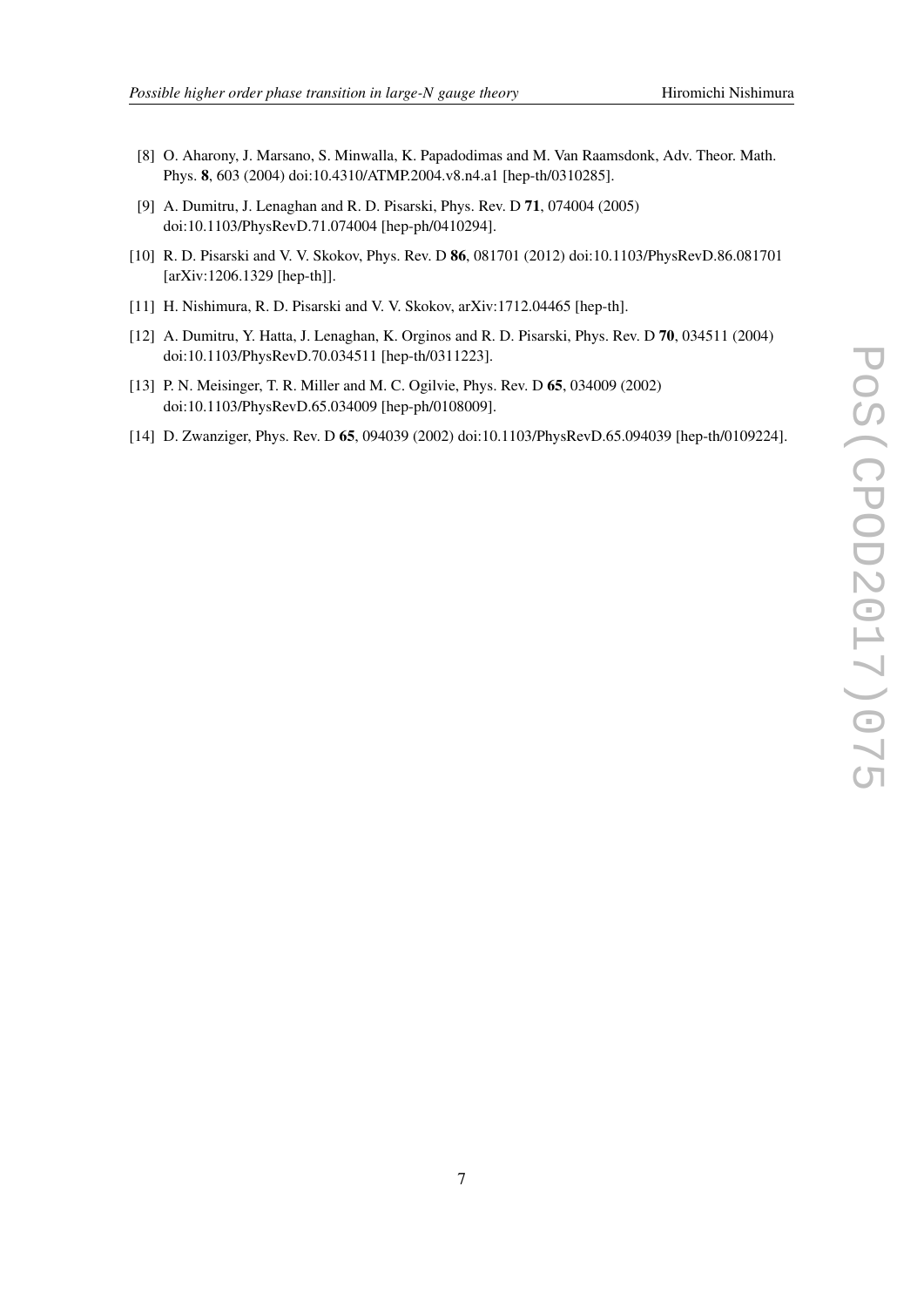[8] O. Aharony, J. Marsano, S. Minwalla, K. Papadodimas and M. Van Raamsdonk, Adv. Theor. Math. Phys. **8**, 603 (2004) doi:10.4310/ATMP.2004.v8.n4.a1 [hep-th/0310285].

[9] A. Dumitru, J. Lenaghan and R. D. Pisarski, Phys. Rev. D **71**, 074004 (2005) doi:10.1103/PhysRevD.71.074004 [hep-ph/0410294].

[10] R. D. Pisarski and V. V. Skokov, Phys. Rev. D **86**, 081701 (2012) doi:10.1103/PhysRevD.86.081701 [arXiv:1206.1329 [hep-th]].

[11] H. Nishimura, R. D. Pisarski and V. V. Skokov, arXiv:1712.04465 [hep-th].

[12] A. Dumitru, Y. Hatta, J. Lenaghan, K. Orginos and R. D. Pisarski, Phys. Rev. D **70**, 034511 (2004) doi:10.1103/PhysRevD.70.034511 [hep-th/0311223].

[13] P. N. Meisinger, T. R. Miller and M. C. Ogilvie, Phys. Rev. D **65**, 034009 (2002) doi:10.1103/PhysRevD.65.034009 [hep-ph/0108009].

[14] D. Zwanziger, Phys. Rev. D **65**, 094039 (2002) doi:10.1103/PhysRevD.65.094039 [hep-th/0109224].